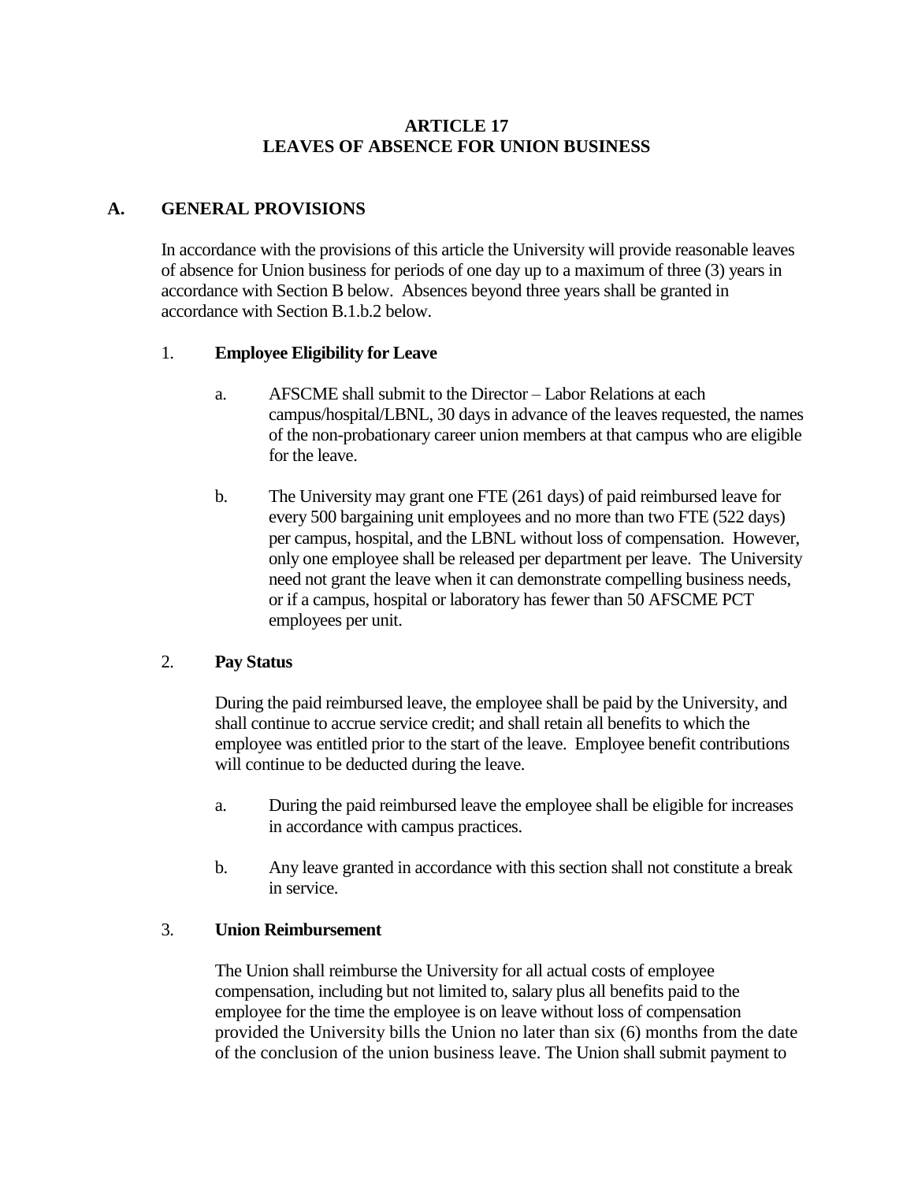# ARTICLE 17
# LEAVES OF ABSENCE FOR UNION BUSINESS

## A. GENERAL PROVISIONS

In accordance with the provisions of this article the University will provide reasonable leaves of absence for Union business for periods of one day up to a maximum of three (3) years in accordance with Section B below. Absences beyond three years shall be granted in accordance with Section B.1.b.2 below.

### 1. Employee Eligibility for Leave

a. AFSCME shall submit to the Director – Labor Relations at each campus/hospital/LBNL, 30 days in advance of the leaves requested, the names of the non-probationary career union members at that campus who are eligible for the leave.

b. The University may grant one FTE (261 days) of paid reimbursed leave for every 500 bargaining unit employees and no more than two FTE (522 days) per campus, hospital, and the LBNL without loss of compensation. However, only one employee shall be released per department per leave. The University need not grant the leave when it can demonstrate compelling business needs, or if a campus, hospital or laboratory has fewer than 50 AFSCME PCT employees per unit.

### 2. Pay Status

During the paid reimbursed leave, the employee shall be paid by the University, and shall continue to accrue service credit; and shall retain all benefits to which the employee was entitled prior to the start of the leave. Employee benefit contributions will continue to be deducted during the leave.

a. During the paid reimbursed leave the employee shall be eligible for increases in accordance with campus practices.

b. Any leave granted in accordance with this section shall not constitute a break in service.

### 3. Union Reimbursement

The Union shall reimburse the University for all actual costs of employee compensation, including but not limited to, salary plus all benefits paid to the employee for the time the employee is on leave without loss of compensation provided the University bills the Union no later than six (6) months from the date of the conclusion of the union business leave. The Union shall submit payment to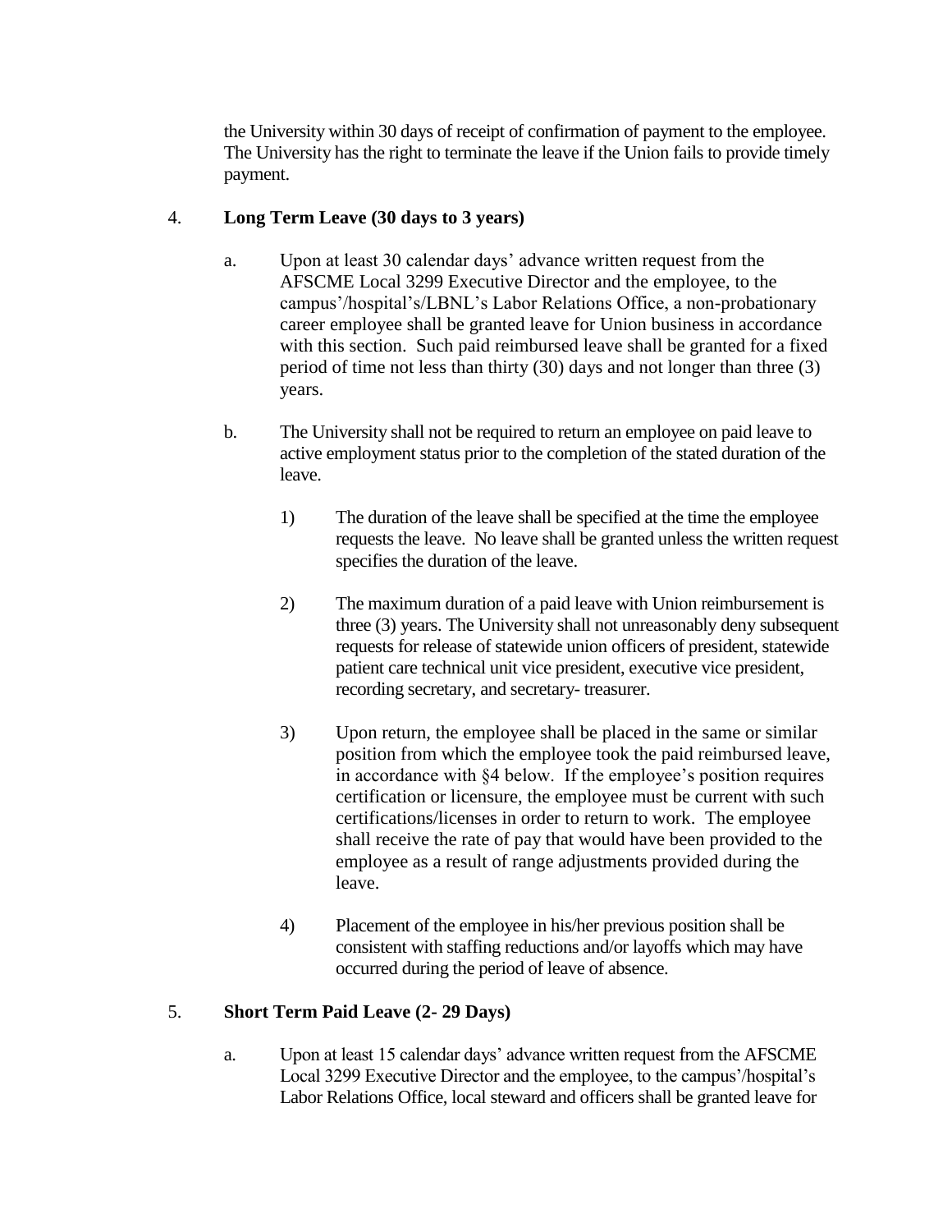the University within 30 days of receipt of confirmation of payment to the employee. The University has the right to terminate the leave if the Union fails to provide timely payment.

4. **Long Term Leave (30 days to 3 years)**

   a. Upon at least 30 calendar days' advance written request from the AFSCME Local 3299 Executive Director and the employee, to the campus'/hospital's/LBNL's Labor Relations Office, a non-probationary career employee shall be granted leave for Union business in accordance with this section. Such paid reimbursed leave shall be granted for a fixed period of time not less than thirty (30) days and not longer than three (3) years.

   b. The University shall not be required to return an employee on paid leave to active employment status prior to the completion of the stated duration of the leave.

      1) The duration of the leave shall be specified at the time the employee requests the leave. No leave shall be granted unless the written request specifies the duration of the leave.

      2) The maximum duration of a paid leave with Union reimbursement is three (3) years. The University shall not unreasonably deny subsequent requests for release of statewide union officers of president, statewide patient care technical unit vice president, executive vice president, recording secretary, and secretary- treasurer.

      3) Upon return, the employee shall be placed in the same or similar position from which the employee took the paid reimbursed leave, in accordance with §4 below. If the employee's position requires certification or licensure, the employee must be current with such certifications/licenses in order to return to work. The employee shall receive the rate of pay that would have been provided to the employee as a result of range adjustments provided during the leave.

      4) Placement of the employee in his/her previous position shall be consistent with staffing reductions and/or layoffs which may have occurred during the period of leave of absence.

5. **Short Term Paid Leave (2- 29 Days)**

   a. Upon at least 15 calendar days' advance written request from the AFSCME Local 3299 Executive Director and the employee, to the campus'/hospital's Labor Relations Office, local steward and officers shall be granted leave for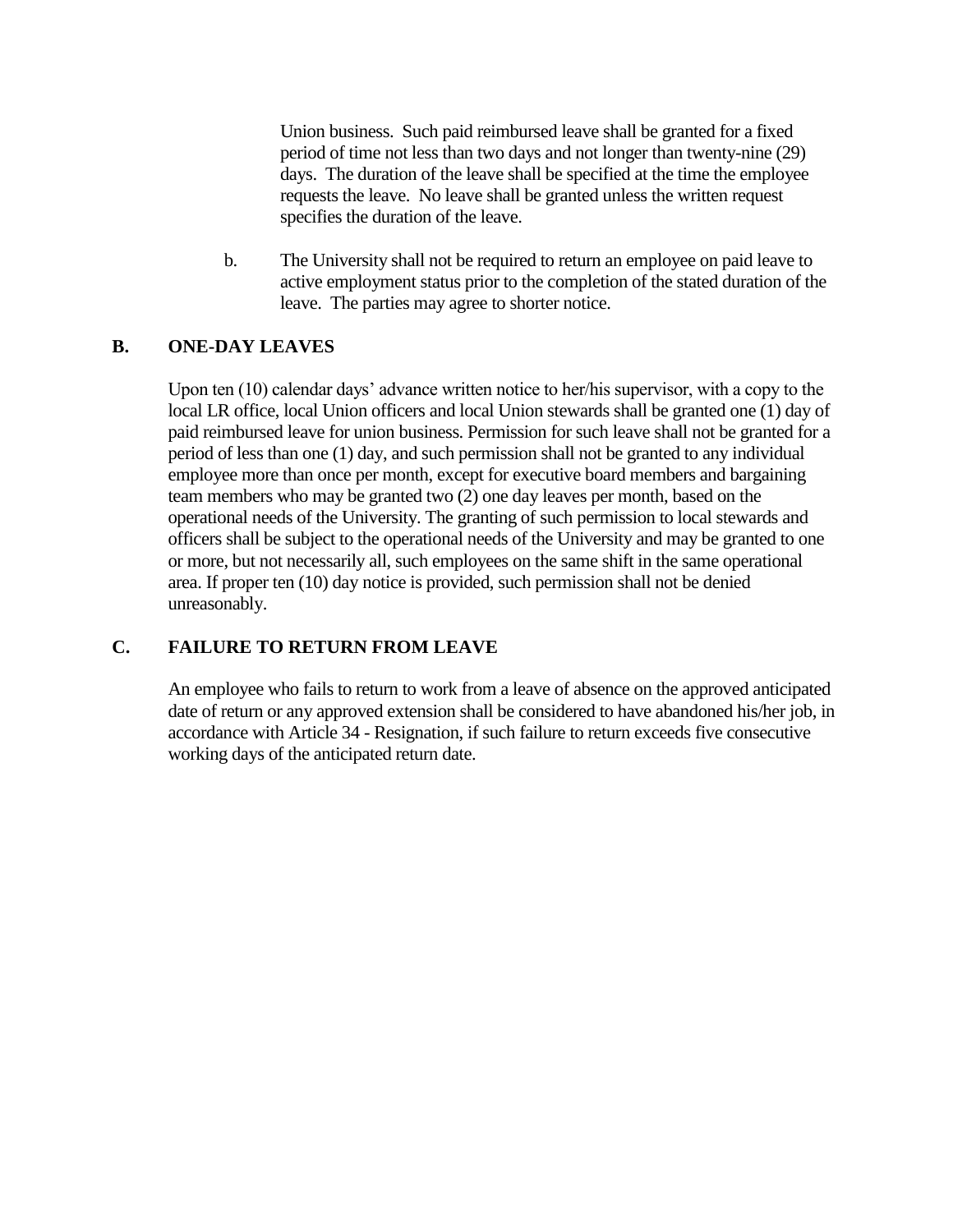Union business. Such paid reimbursed leave shall be granted for a fixed period of time not less than two days and not longer than twenty-nine (29) days. The duration of the leave shall be specified at the time the employee requests the leave. No leave shall be granted unless the written request specifies the duration of the leave.

b. The University shall not be required to return an employee on paid leave to active employment status prior to the completion of the stated duration of the leave. The parties may agree to shorter notice.

## B. ONE-DAY LEAVES

Upon ten (10) calendar days' advance written notice to her/his supervisor, with a copy to the local LR office, local Union officers and local Union stewards shall be granted one (1) day of paid reimbursed leave for union business. Permission for such leave shall not be granted for a period of less than one (1) day, and such permission shall not be granted to any individual employee more than once per month, except for executive board members and bargaining team members who may be granted two (2) one day leaves per month, based on the operational needs of the University. The granting of such permission to local stewards and officers shall be subject to the operational needs of the University and may be granted to one or more, but not necessarily all, such employees on the same shift in the same operational area. If proper ten (10) day notice is provided, such permission shall not be denied unreasonably.

## C. FAILURE TO RETURN FROM LEAVE

An employee who fails to return to work from a leave of absence on the approved anticipated date of return or any approved extension shall be considered to have abandoned his/her job, in accordance with Article 34 - Resignation, if such failure to return exceeds five consecutive working days of the anticipated return date.